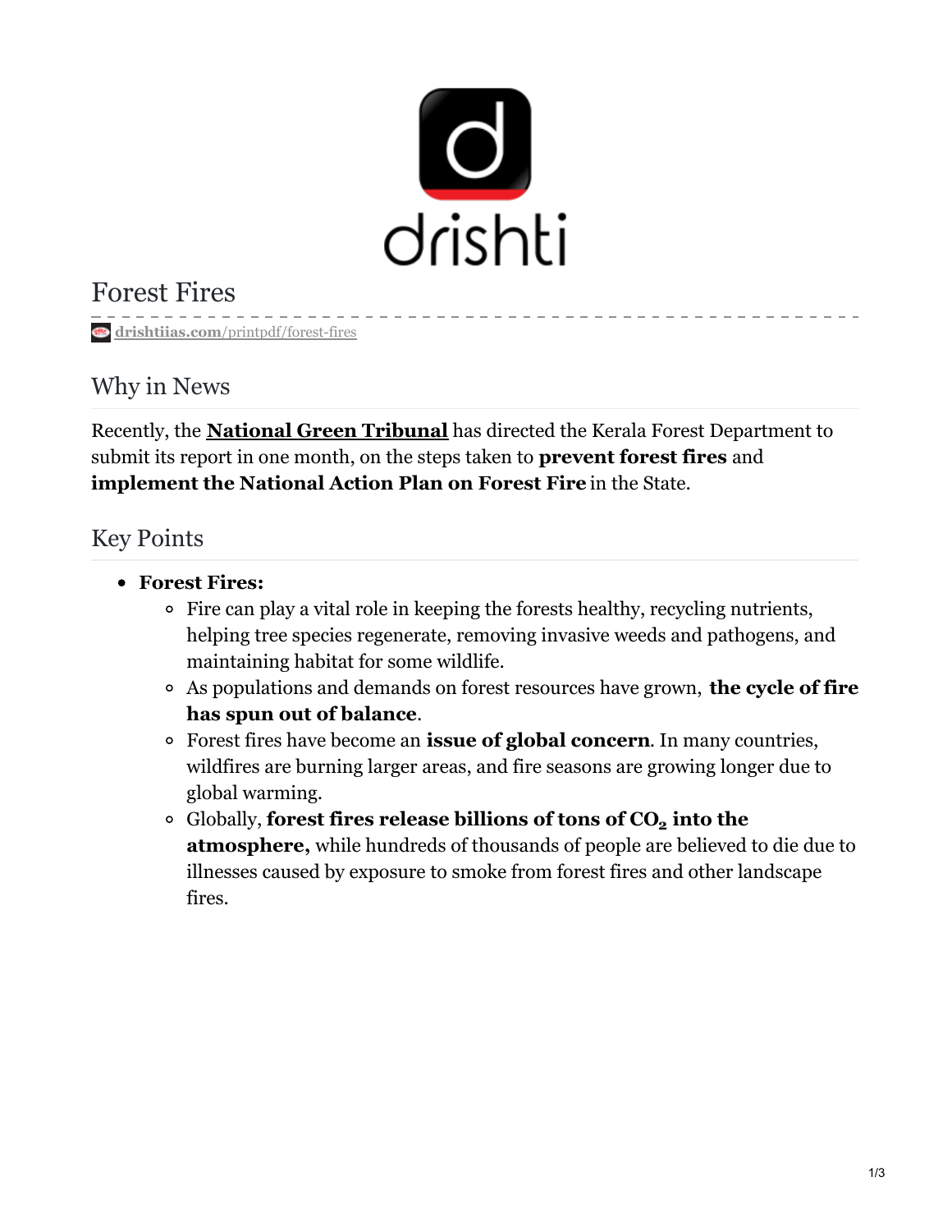# Forest Fires

drishtiias.com/printpdf/forest-fires

## Why in News

Recently, the **National Green Tribunal** has directed the Kerala Forest Department to submit its report in one month, on the steps taken to **prevent forest fires** and **implement the National Action Plan on Forest Fire** in the State.

## Key Points

- **Forest Fires:**
  - Fire can play a vital role in keeping the forests healthy, recycling nutrients, helping tree species regenerate, removing invasive weeds and pathogens, and maintaining habitat for some wildlife.
  - As populations and demands on forest resources have grown, **the cycle of fire has spun out of balance**.
  - Forest fires have become an **issue of global concern**. In many countries, wildfires are burning larger areas, and fire seasons are growing longer due to global warming.
  - Globally, **forest fires release billions of tons of $CO_2$ into the atmosphere,** while hundreds of thousands of people are believed to die due to illnesses caused by exposure to smoke from forest fires and other landscape fires.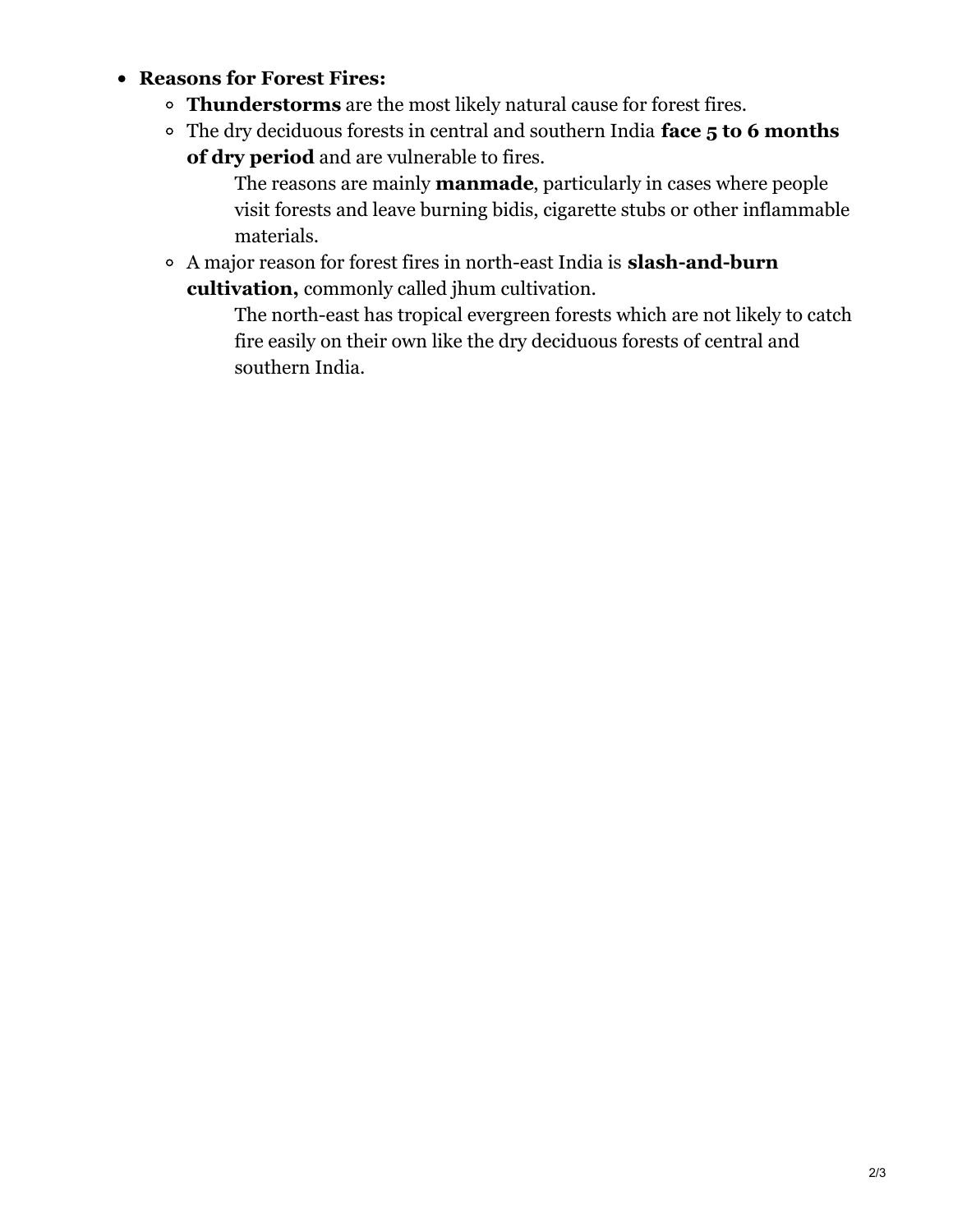- **Reasons for Forest Fires:**
  - **Thunderstorms** are the most likely natural cause for forest fires.
  - The dry deciduous forests in central and southern India **face 5 to 6 months of dry period** and are vulnerable to fires.
    - The reasons are mainly **manmade**, particularly in cases where people visit forests and leave burning bidis, cigarette stubs or other inflammable materials.
  - A major reason for forest fires in north-east India is **slash-and-burn cultivation,** commonly called jhum cultivation.
    - The north-east has tropical evergreen forests which are not likely to catch fire easily on their own like the dry deciduous forests of central and southern India.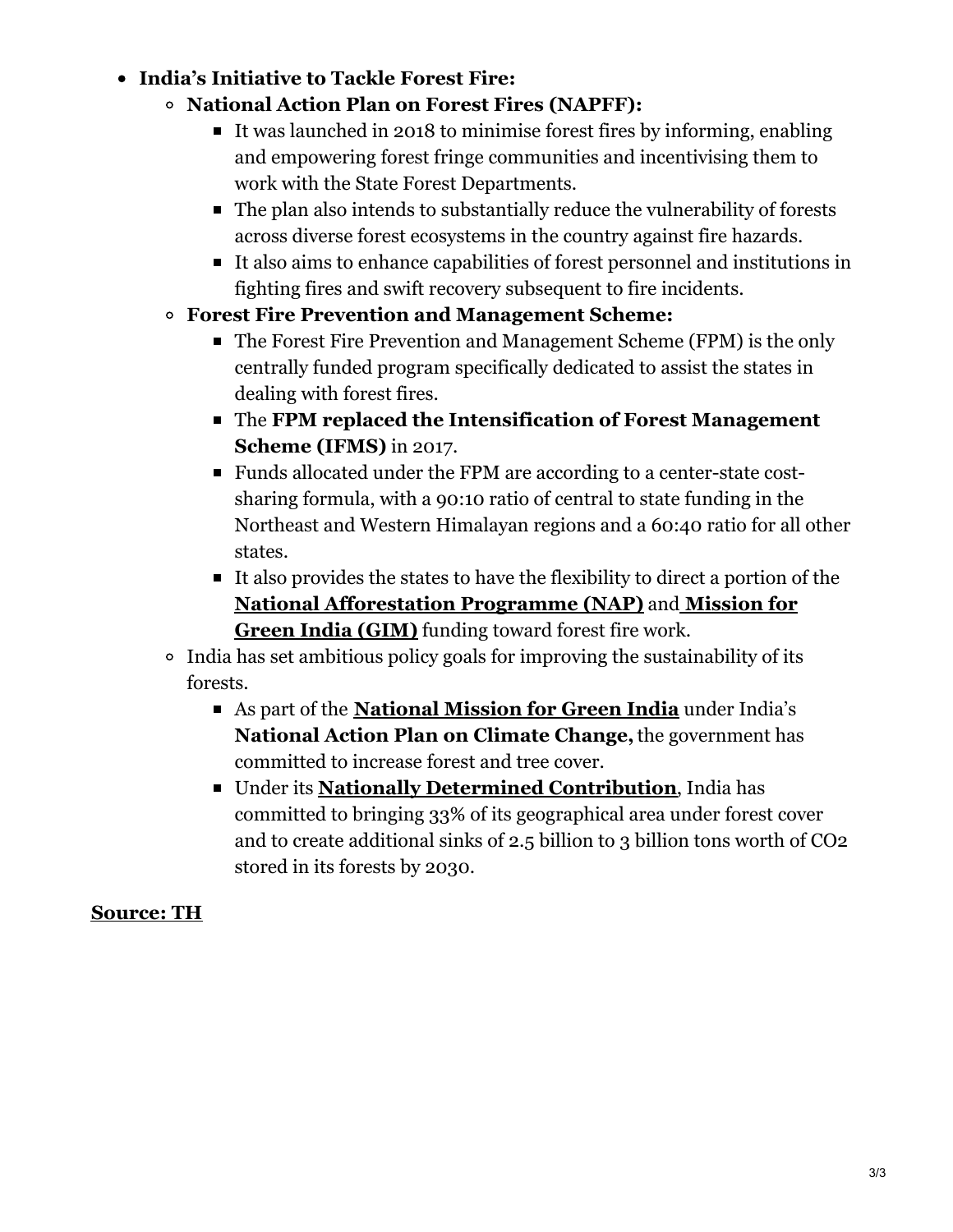- **India's Initiative to Tackle Forest Fire:**
  - **National Action Plan on Forest Fires (NAPFF):**
    - It was launched in 2018 to minimise forest fires by informing, enabling and empowering forest fringe communities and incentivising them to work with the State Forest Departments.
    - The plan also intends to substantially reduce the vulnerability of forests across diverse forest ecosystems in the country against fire hazards.
    - It also aims to enhance capabilities of forest personnel and institutions in fighting fires and swift recovery subsequent to fire incidents.
  - **Forest Fire Prevention and Management Scheme:**
    - The Forest Fire Prevention and Management Scheme (FPM) is the only centrally funded program specifically dedicated to assist the states in dealing with forest fires.
    - The **FPM replaced the Intensification of Forest Management Scheme (IFMS)** in 2017.
    - Funds allocated under the FPM are according to a center-state cost-sharing formula, with a 90:10 ratio of central to state funding in the Northeast and Western Himalayan regions and a 60:40 ratio for all other states.
    - It also provides the states to have the flexibility to direct a portion of the **National Afforestation Programme (NAP)** and **Mission for Green India (GIM)** funding toward forest fire work.
  - India has set ambitious policy goals for improving the sustainability of its forests.
    - As part of the **National Mission for Green India** under India's **National Action Plan on Climate Change,** the government has committed to increase forest and tree cover.
    - Under its **Nationally Determined Contribution**, India has committed to bringing 33% of its geographical area under forest cover and to create additional sinks of 2.5 billion to 3 billion tons worth of $CO_2$ stored in its forests by 2030.

**Source: TH**